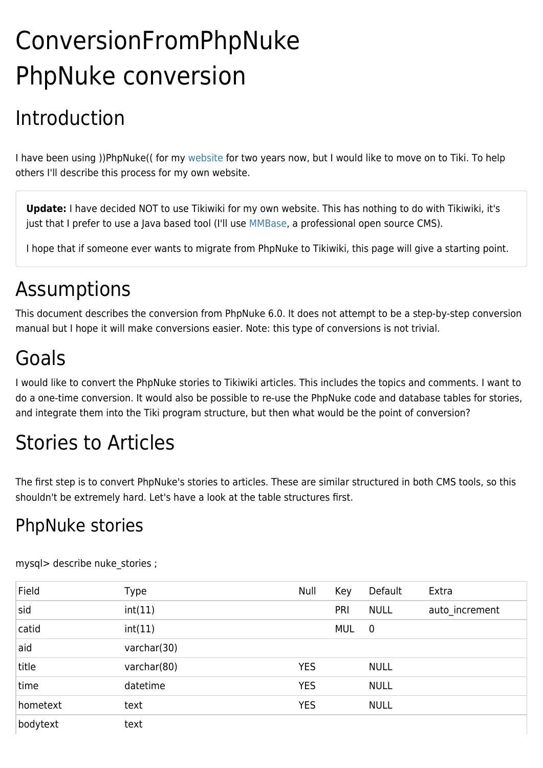# ConversionFromPhpNuke

# PhpNuke conversion

## Introduction

I have been using ))PhpNuke(( for my website for two years now, but I would like to move on to Tiki. To help others I'll describe this process for my own website.

> **Update:** I have decided NOT to use Tikiwiki for my own website. This has nothing to do with Tikiwiki, it's just that I prefer to use a Java based tool (I'll use MMBase, a professional open source CMS).
>
> I hope that if someone ever wants to migrate from PhpNuke to Tikiwiki, this page will give a starting point.

## Assumptions

This document describes the conversion from PhpNuke 6.0. It does not attempt to be a step-by-step conversion manual but I hope it will make conversions easier. Note: this type of conversions is not trivial.

## Goals

I would like to convert the PhpNuke stories to Tikiwiki articles. This includes the topics and comments. I want to do a one-time conversion. It would also be possible to re-use the PhpNuke code and database tables for stories, and integrate them into the Tiki program structure, but then what would be the point of conversion?

## Stories to Articles

The first step is to convert PhpNuke's stories to articles. These are similar structured in both CMS tools, so this shouldn't be extremely hard. Let's have a look at the table structures first.

### PhpNuke stories

mysql> describe nuke_stories ;

| Field | Type | Null | Key | Default | Extra |
|---|---|---|---|---|---|
| sid | int(11) | | PRI | NULL | auto_increment |
| catid | int(11) | | MUL | 0 | |
| aid | varchar(30) | | | | |
| title | varchar(80) | YES | | NULL | |
| time | datetime | YES | | NULL | |
| hometext | text | YES | | NULL | |
| bodytext | text | | | | |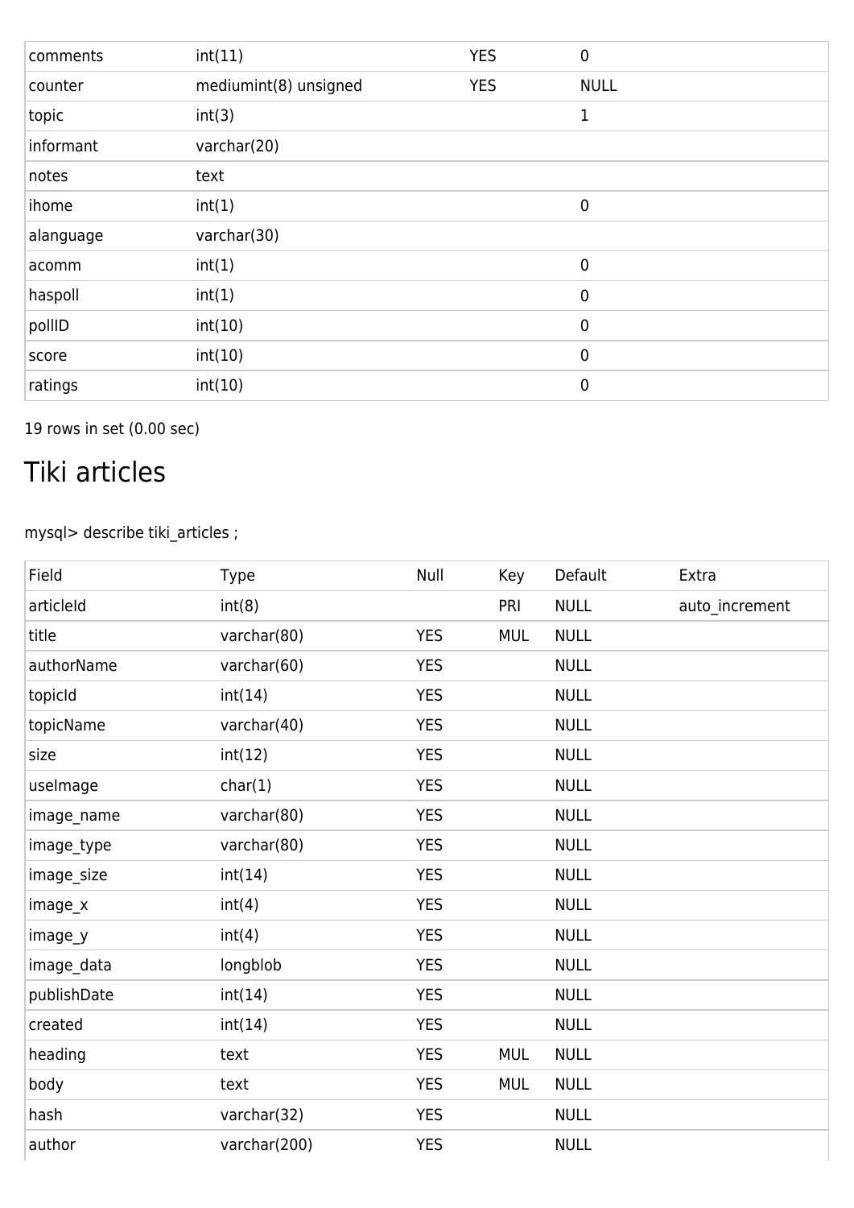| comments | int(11) | YES | 0 |
| --- | --- | --- | --- |
| counter | mediumint(8) unsigned | YES | NULL |
| topic | int(3) | | 1 |
| informant | varchar(20) | | |
| notes | text | | |
| ihome | int(1) | | 0 |
| alanguage | varchar(30) | | |
| acomm | int(1) | | 0 |
| haspoll | int(1) | | 0 |
| pollID | int(10) | | 0 |
| score | int(10) | | 0 |
| ratings | int(10) | | 0 |

19 rows in set (0.00 sec)

# Tiki articles

mysql> describe tiki_articles ;

| Field | Type | Null | Key | Default | Extra |
| --- | --- | --- | --- | --- | --- |
| articleId | int(8) | | PRI | NULL | auto_increment |
| title | varchar(80) | YES | MUL | NULL | |
| authorName | varchar(60) | YES | | NULL | |
| topicId | int(14) | YES | | NULL | |
| topicName | varchar(40) | YES | | NULL | |
| size | int(12) | YES | | NULL | |
| useImage | char(1) | YES | | NULL | |
| image_name | varchar(80) | YES | | NULL | |
| image_type | varchar(80) | YES | | NULL | |
| image_size | int(14) | YES | | NULL | |
| image_x | int(4) | YES | | NULL | |
| image_y | int(4) | YES | | NULL | |
| image_data | longblob | YES | | NULL | |
| publishDate | int(14) | YES | | NULL | |
| created | int(14) | YES | | NULL | |
| heading | text | YES | MUL | NULL | |
| body | text | YES | MUL | NULL | |
| hash | varchar(32) | YES | | NULL | |
| author | varchar(200) | YES | | NULL | |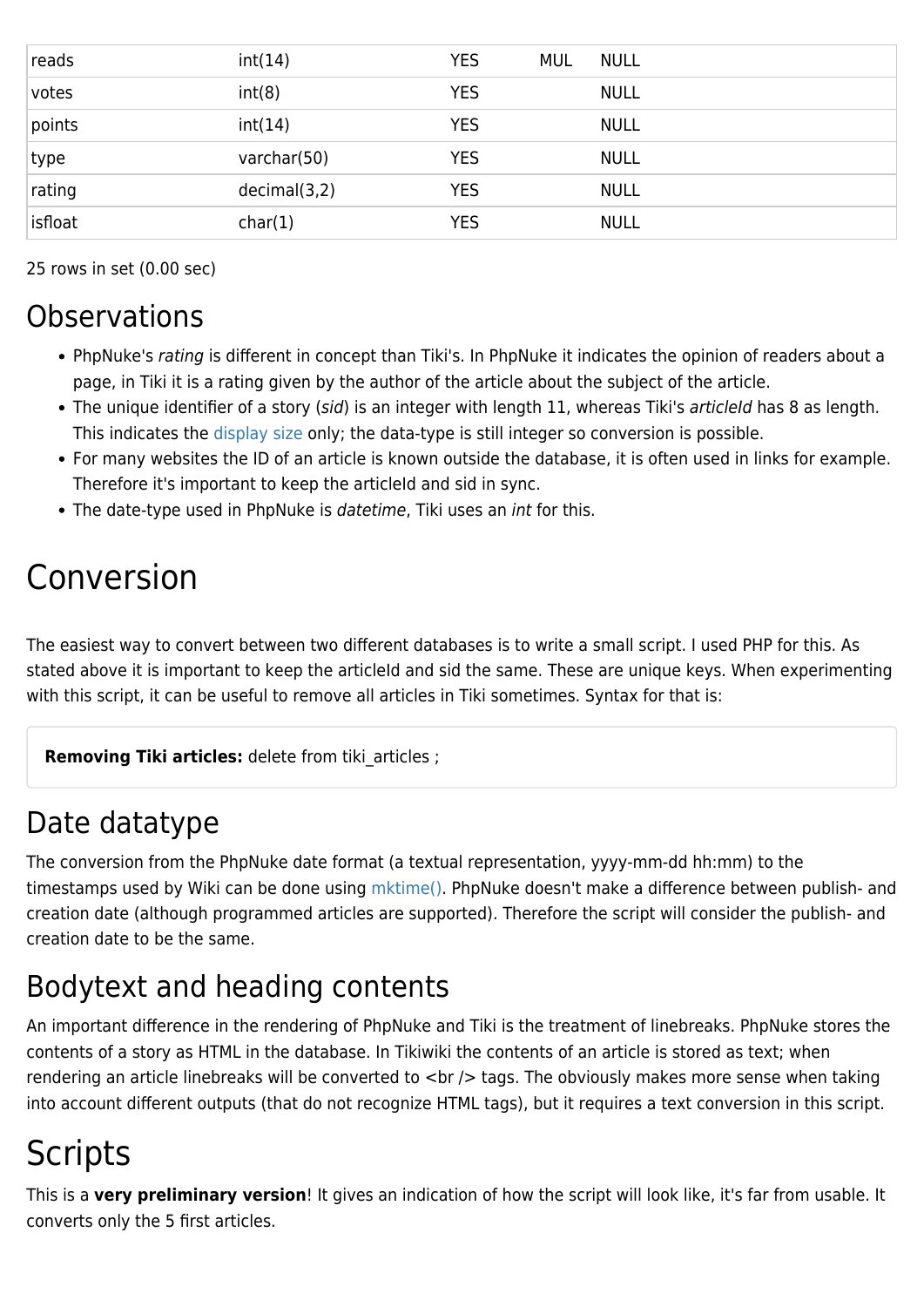| reads | int(14) | YES | MUL | NULL | |
|---|---|---|---|---|---|
| votes | int(8) | YES | | NULL | |
| points | int(14) | YES | | NULL | |
| type | varchar(50) | YES | | NULL | |
| rating | decimal(3,2) | YES | | NULL | |
| isfloat | char(1) | YES | | NULL | |

25 rows in set (0.00 sec)

## Observations

- PhpNuke's *rating* is different in concept than Tiki's. In PhpNuke it indicates the opinion of readers about a page, in Tiki it is a rating given by the author of the article about the subject of the article.
- The unique identifier of a story (*sid*) is an integer with length 11, whereas Tiki's *articleId* has 8 as length. This indicates the display size only; the data-type is still integer so conversion is possible.
- For many websites the ID of an article is known outside the database, it is often used in links for example. Therefore it's important to keep the articleId and sid in sync.
- The date-type used in PhpNuke is *datetime*, Tiki uses an *int* for this.

# Conversion

The easiest way to convert between two different databases is to write a small script. I used PHP for this. As stated above it is important to keep the articleId and sid the same. These are unique keys. When experimenting with this script, it can be useful to remove all articles in Tiki sometimes. Syntax for that is:

> **Removing Tiki articles:** delete from tiki_articles ;

## Date datatype

The conversion from the PhpNuke date format (a textual representation, yyyy-mm-dd hh:mm) to the timestamps used by Wiki can be done using mktime(). PhpNuke doesn't make a difference between publish- and creation date (although programmed articles are supported). Therefore the script will consider the publish- and creation date to be the same.

## Bodytext and heading contents

An important difference in the rendering of PhpNuke and Tiki is the treatment of linebreaks. PhpNuke stores the contents of a story as HTML in the database. In Tikiwiki the contents of an article is stored as text; when rendering an article linebreaks will be converted to <br /> tags. The obviously makes more sense when taking into account different outputs (that do not recognize HTML tags), but it requires a text conversion in this script.

# Scripts

This is a **very preliminary version**! It gives an indication of how the script will look like, it's far from usable. It converts only the 5 first articles.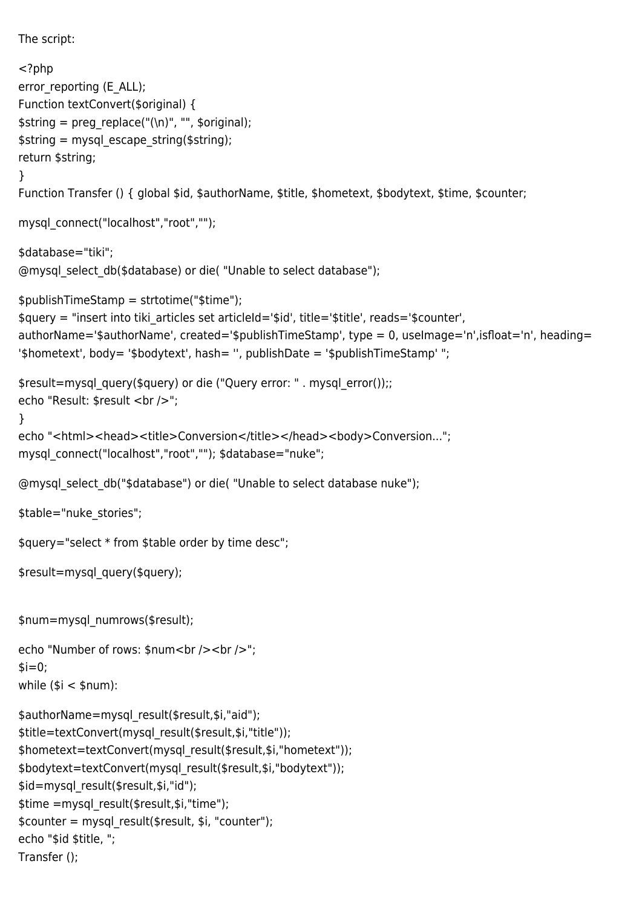The script:

```
<?php
error_reporting (E_ALL);
Function textConvert($original) {
$string = preg_replace("(\n)", "", $original);
$string = mysql_escape_string($string);
return $string;
}
Function Transfer () { global $id, $authorName, $title, $hometext, $bodytext, $time, $counter;

mysql_connect("localhost","root","");

$database="tiki";
@mysql_select_db($database) or die( "Unable to select database");

$publishTimeStamp = strtotime("$time");
$query = "insert into tiki_articles set articleId='$id', title='$title', reads='$counter',
authorName='$authorName', created='$publishTimeStamp', type = 0, useImage='n',isfloat='n', heading=
'$hometext', body= '$bodytext', hash= '', publishDate = '$publishTimeStamp' ";

$result=mysql_query($query) or die ("Query error: " . mysql_error());;
echo "Result: $result <br />";
}
echo "<html><head><title>Conversion</title></head><body>Conversion...";
mysql_connect("localhost","root",""); $database="nuke";

@mysql_select_db("$database") or die( "Unable to select database nuke");

$table="nuke_stories";

$query="select * from $table order by time desc";

$result=mysql_query($query);


$num=mysql_numrows($result);

echo "Number of rows: $num<br /><br />";
$i=0;
while ($i < $num):

$authorName=mysql_result($result,$i,"aid");
$title=textConvert(mysql_result($result,$i,"title"));
$hometext=textConvert(mysql_result($result,$i,"hometext"));
$bodytext=textConvert(mysql_result($result,$i,"bodytext"));
$id=mysql_result($result,$i,"id");
$time =mysql_result($result,$i,"time");
$counter = mysql_result($result, $i, "counter");
echo "$id $title, ";
Transfer ();
```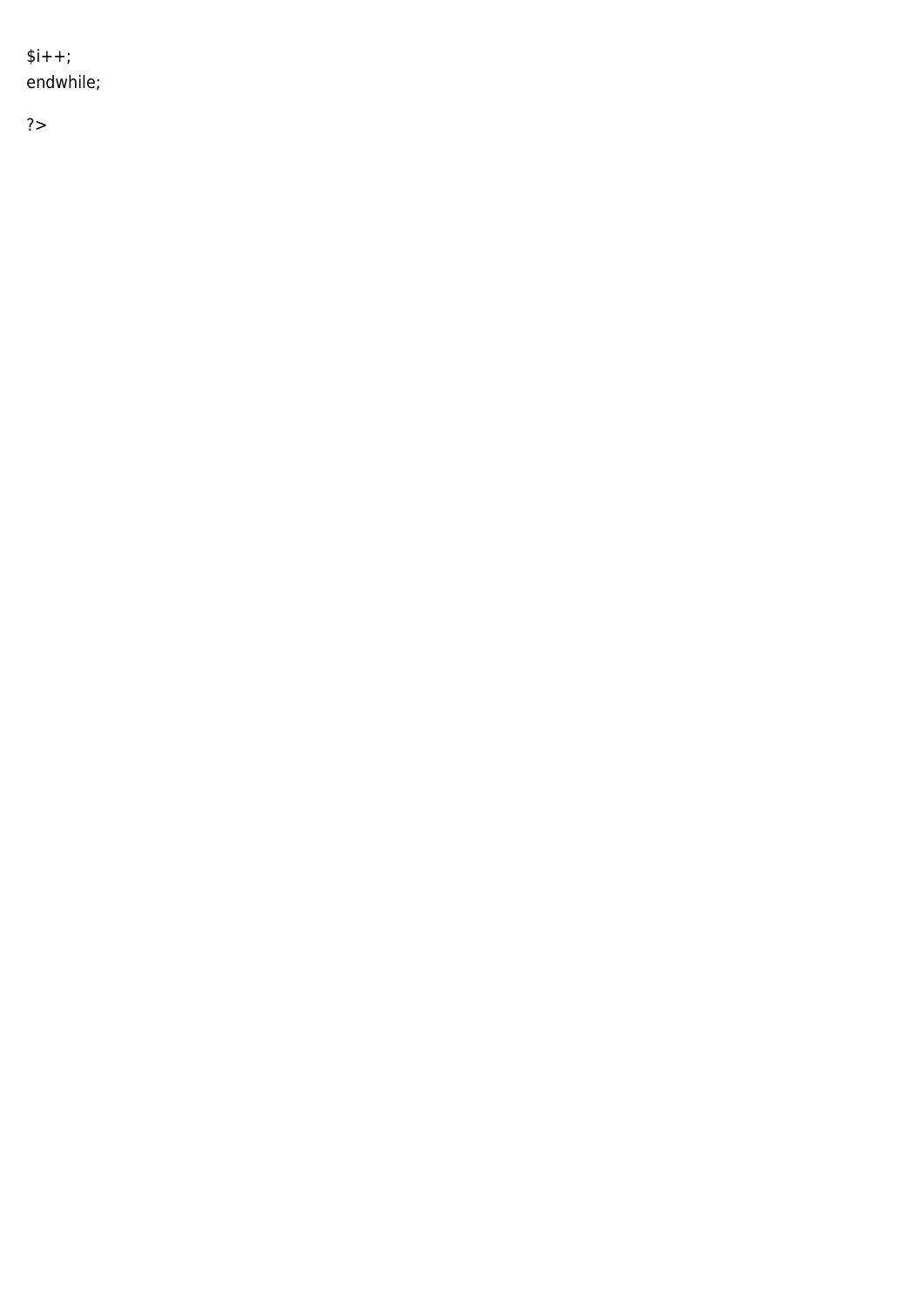```
$i++;
endwhile;

?>
```